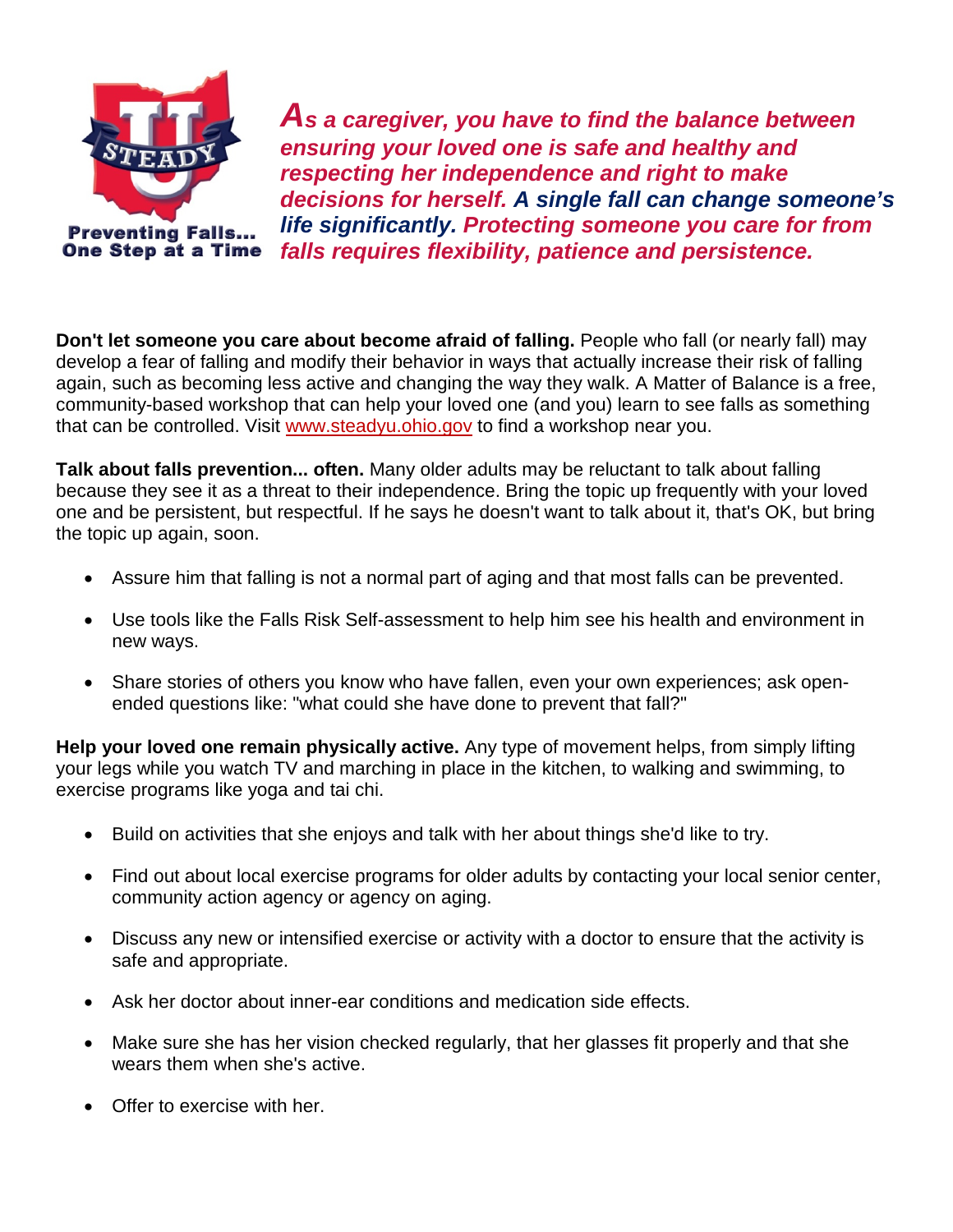STEADY U

Preventing Falls... One Step at a Time

***As a caregiver, you have to find the balance between ensuring your loved one is safe and healthy and respecting her independence and right to make decisions for herself. A single fall can change someone's life significantly. Protecting someone you care for from falls requires flexibility, patience and persistence.***

**Don't let someone you care about become afraid of falling.** People who fall (or nearly fall) may develop a fear of falling and modify their behavior in ways that actually increase their risk of falling again, such as becoming less active and changing the way they walk. A Matter of Balance is a free, community-based workshop that can help your loved one (and you) learn to see falls as something that can be controlled. Visit www.steadyu.ohio.gov to find a workshop near you.

**Talk about falls prevention... often.** Many older adults may be reluctant to talk about falling because they see it as a threat to their independence. Bring the topic up frequently with your loved one and be persistent, but respectful. If he says he doesn't want to talk about it, that's OK, but bring the topic up again, soon.

- Assure him that falling is not a normal part of aging and that most falls can be prevented.
- Use tools like the Falls Risk Self-assessment to help him see his health and environment in new ways.
- Share stories of others you know who have fallen, even your own experiences; ask open-ended questions like: "what could she have done to prevent that fall?"

**Help your loved one remain physically active.** Any type of movement helps, from simply lifting your legs while you watch TV and marching in place in the kitchen, to walking and swimming, to exercise programs like yoga and tai chi.

- Build on activities that she enjoys and talk with her about things she'd like to try.
- Find out about local exercise programs for older adults by contacting your local senior center, community action agency or agency on aging.
- Discuss any new or intensified exercise or activity with a doctor to ensure that the activity is safe and appropriate.
- Ask her doctor about inner-ear conditions and medication side effects.
- Make sure she has her vision checked regularly, that her glasses fit properly and that she wears them when she's active.
- Offer to exercise with her.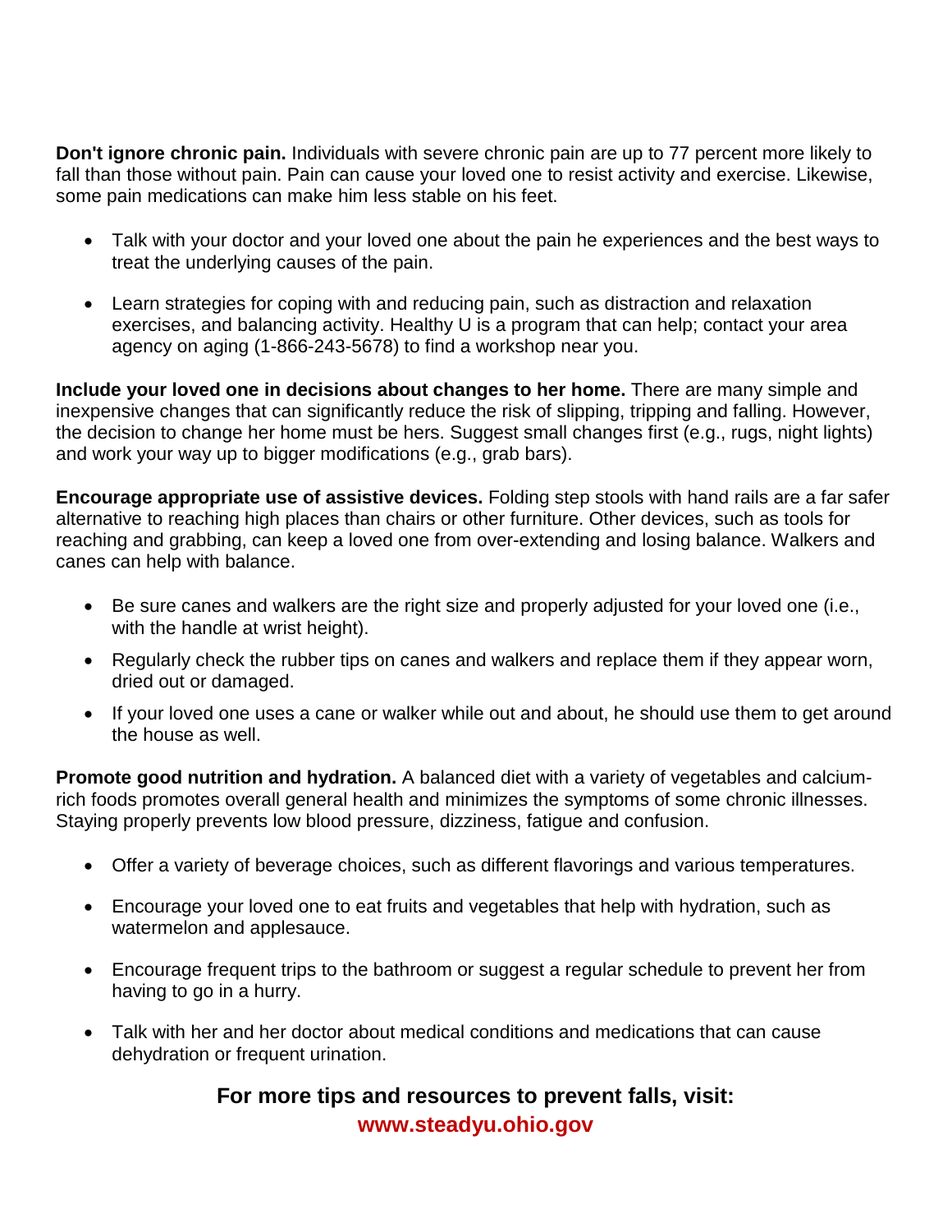**Don't ignore chronic pain.** Individuals with severe chronic pain are up to 77 percent more likely to fall than those without pain. Pain can cause your loved one to resist activity and exercise. Likewise, some pain medications can make him less stable on his feet.

- Talk with your doctor and your loved one about the pain he experiences and the best ways to treat the underlying causes of the pain.
- Learn strategies for coping with and reducing pain, such as distraction and relaxation exercises, and balancing activity. Healthy U is a program that can help; contact your area agency on aging (1-866-243-5678) to find a workshop near you.

**Include your loved one in decisions about changes to her home.** There are many simple and inexpensive changes that can significantly reduce the risk of slipping, tripping and falling. However, the decision to change her home must be hers. Suggest small changes first (e.g., rugs, night lights) and work your way up to bigger modifications (e.g., grab bars).

**Encourage appropriate use of assistive devices.** Folding step stools with hand rails are a far safer alternative to reaching high places than chairs or other furniture. Other devices, such as tools for reaching and grabbing, can keep a loved one from over-extending and losing balance. Walkers and canes can help with balance.

- Be sure canes and walkers are the right size and properly adjusted for your loved one (i.e., with the handle at wrist height).
- Regularly check the rubber tips on canes and walkers and replace them if they appear worn, dried out or damaged.
- If your loved one uses a cane or walker while out and about, he should use them to get around the house as well.

**Promote good nutrition and hydration.** A balanced diet with a variety of vegetables and calcium-rich foods promotes overall general health and minimizes the symptoms of some chronic illnesses. Staying properly prevents low blood pressure, dizziness, fatigue and confusion.

- Offer a variety of beverage choices, such as different flavorings and various temperatures.
- Encourage your loved one to eat fruits and vegetables that help with hydration, such as watermelon and applesauce.
- Encourage frequent trips to the bathroom or suggest a regular schedule to prevent her from having to go in a hurry.
- Talk with her and her doctor about medical conditions and medications that can cause dehydration or frequent urination.

**For more tips and resources to prevent falls, visit:**
**www.steadyu.ohio.gov**